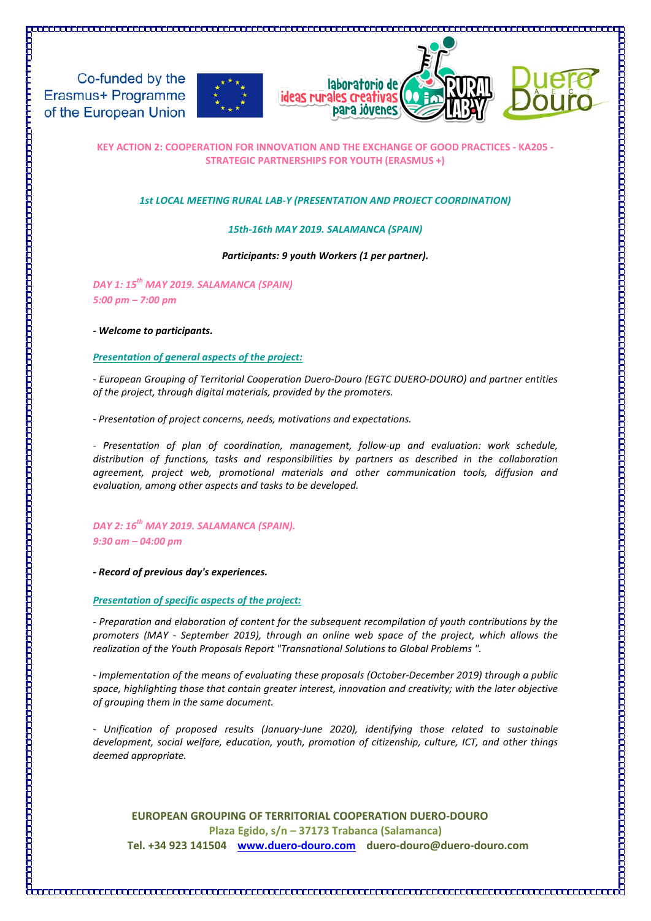Co-funded by the Erasmus+ Programme of the European Union

laboratorio de ideas rurales creativas para jóvenes

**KEY ACTION 2: COOPERATION FOR INNOVATION AND THE EXCHANGE OF GOOD PRACTICES - KA205 - STRATEGIC PARTNERSHIPS FOR YOUTH (ERASMUS +)**

***1st LOCAL MEETING RURAL LAB-Y (PRESENTATION AND PROJECT COORDINATION)***

***15th-16th MAY 2019. SALAMANCA (SPAIN)***

***Participants: 9 youth Workers (1 per partner).***

***DAY 1: 15th MAY 2019. SALAMANCA (SPAIN)***
***5:00 pm – 7:00 pm***

***- Welcome to participants.***

***Presentation of general aspects of the project:***

*- European Grouping of Territorial Cooperation Duero-Douro (EGTC DUERO-DOURO) and partner entities of the project, through digital materials, provided by the promoters.*

*- Presentation of project concerns, needs, motivations and expectations.*

*- Presentation of plan of coordination, management, follow-up and evaluation: work schedule, distribution of functions, tasks and responsibilities by partners as described in the collaboration agreement, project web, promotional materials and other communication tools, diffusion and evaluation, among other aspects and tasks to be developed.*

***DAY 2: 16th MAY 2019. SALAMANCA (SPAIN).***
***9:30 am – 04:00 pm***

***- Record of previous day's experiences.***

***Presentation of specific aspects of the project:***

*- Preparation and elaboration of content for the subsequent recompilation of youth contributions by the promoters (MAY - September 2019), through an online web space of the project, which allows the realization of the Youth Proposals Report "Transnational Solutions to Global Problems ".*

*- Implementation of the means of evaluating these proposals (October-December 2019) through a public space, highlighting those that contain greater interest, innovation and creativity; with the later objective of grouping them in the same document.*

*- Unification of proposed results (January-June 2020), identifying those related to sustainable development, social welfare, education, youth, promotion of citizenship, culture, ICT, and other things deemed appropriate.*

**EUROPEAN GROUPING OF TERRITORIAL COOPERATION DUERO-DOURO**
**Plaza Egido, s/n – 37173 Trabanca (Salamanca)**
**Tel. +34 923 141504 www.duero-douro.com duero-douro@duero-douro.com**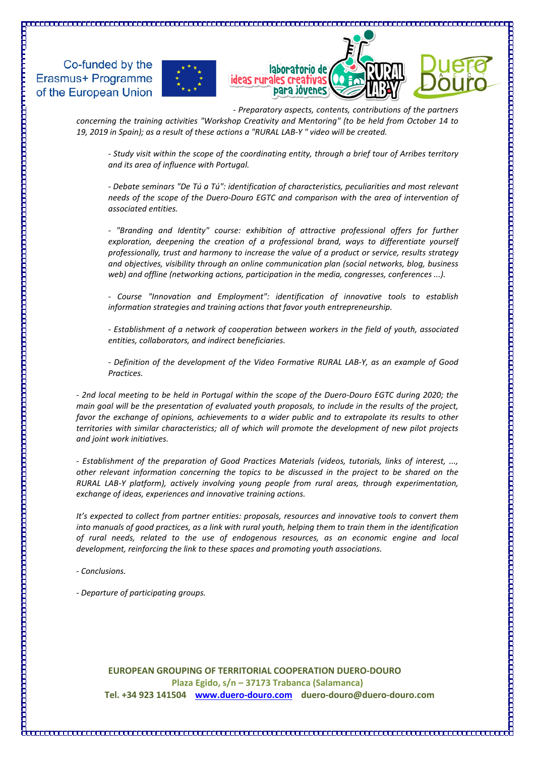*- Preparatory aspects, contents, contributions of the partners concerning the training activities "Workshop Creativity and Mentoring" (to be held from October 14 to 19, 2019 in Spain); as a result of these actions a "RURAL LAB-Y " video will be created.*

*- Study visit within the scope of the coordinating entity, through a brief tour of Arribes territory and its area of influence with Portugal.*

*- Debate seminars "De Tú a Tú": identification of characteristics, peculiarities and most relevant needs of the scope of the Duero-Douro EGTC and comparison with the area of intervention of associated entities.*

*- "Branding and Identity" course: exhibition of attractive professional offers for further exploration, deepening the creation of a professional brand, ways to differentiate yourself professionally, trust and harmony to increase the value of a product or service, results strategy and objectives, visibility through an online communication plan (social networks, blog, business web) and offline (networking actions, participation in the media, congresses, conferences ...).*

*- Course "Innovation and Employment": identification of innovative tools to establish information strategies and training actions that favor youth entrepreneurship.*

*- Establishment of a network of cooperation between workers in the field of youth, associated entities, collaborators, and indirect beneficiaries.*

*- Definition of the development of the Video Formative RURAL LAB-Y, as an example of Good Practices.*

*- 2nd local meeting to be held in Portugal within the scope of the Duero-Douro EGTC during 2020; the main goal will be the presentation of evaluated youth proposals, to include in the results of the project, favor the exchange of opinions, achievements to a wider public and to extrapolate its results to other territories with similar characteristics; all of which will promote the development of new pilot projects and joint work initiatives.*

*- Establishment of the preparation of Good Practices Materials (videos, tutorials, links of interest, ..., other relevant information concerning the topics to be discussed in the project to be shared on the RURAL LAB-Y platform), actively involving young people from rural areas, through experimentation, exchange of ideas, experiences and innovative training actions.*

*It's expected to collect from partner entities: proposals, resources and innovative tools to convert them into manuals of good practices, as a link with rural youth, helping them to train them in the identification of rural needs, related to the use of endogenous resources, as an economic engine and local development, reinforcing the link to these spaces and promoting youth associations.*

*- Conclusions.*

*- Departure of participating groups.*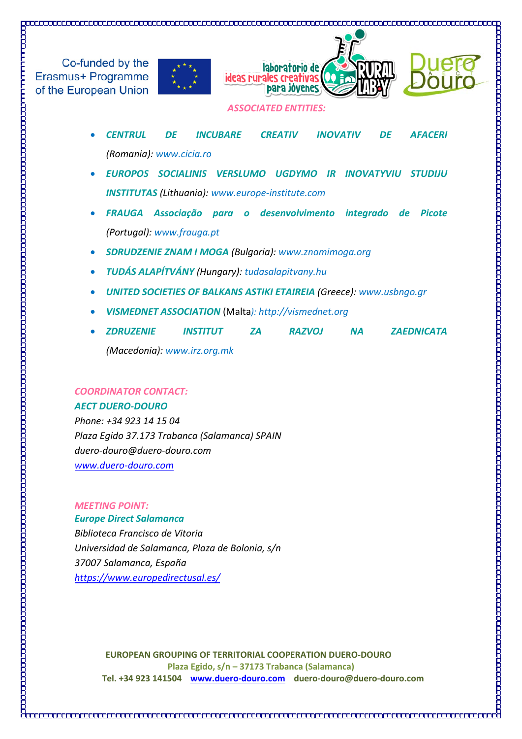Co-funded by the Erasmus+ Programme of the European Union

laboratorio de ideas rurales creativas para jóvenes

RURAL LAB-Y

Duero Douro AECT

*ASSOCIATED ENTITIES:*

- ***CENTRUL DE INCUBARE CREATIV INOVATIV DE AFACERI** (Romania): www.cicia.ro*
- ***EUROPOS SOCIALINIS VERSLUMO UGDYMO IR INOVATYVIU STUDIJU INSTITUTAS** (Lithuania): www.europe-institute.com*
- ***FRAUGA Associação para o desenvolvimento integrado de Picote** (Portugal): www.frauga.pt*
- ***SDRUDZENIE ZNAM I MOGA** (Bulgaria): www.znamimoga.org*
- ***TUDÁS ALAPÍTVÁNY** (Hungary): tudasalapitvany.hu*
- ***UNITED SOCIETIES OF BALKANS ASTIKI ETAIREIA** (Greece): www.usbngo.gr*
- ***VISMEDNET ASSOCIATION** (Malta): http://vismednet.org*
- ***ZDRUZENIE INSTITUT ZA RAZVOJ NA ZAEDNICATA** (Macedonia): www.irz.org.mk*

*COORDINATOR CONTACT:*
***AECT DUERO-DOURO***
*Phone: +34 923 14 15 04*
*Plaza Egido 37.173 Trabanca (Salamanca) SPAIN*
*duero-douro@duero-douro.com*
*www.duero-douro.com*

*MEETING POINT:*
***Europe Direct Salamanca***
*Biblioteca Francisco de Vitoria*
*Universidad de Salamanca, Plaza de Bolonia, s/n*
*37007 Salamanca, España*
*https://www.europedirectusal.es/*

**EUROPEAN GROUPING OF TERRITORIAL COOPERATION DUERO-DOURO**
**Plaza Egido, s/n – 37173 Trabanca (Salamanca)**
**Tel. +34 923 141504 www.duero-douro.com duero-douro@duero-douro.com**